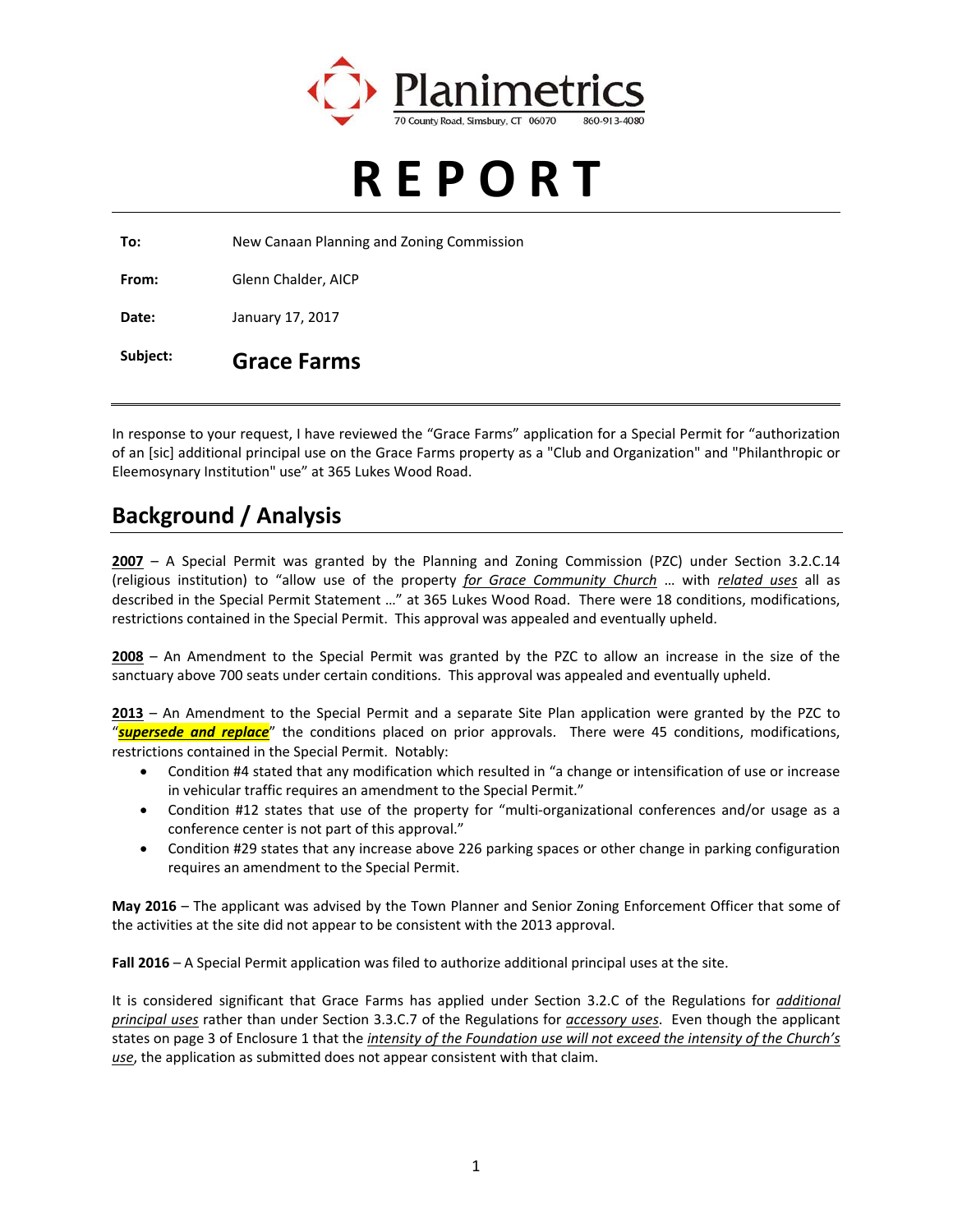Planimetrics
70 County Road, Simsbury, CT 06070 860-913-4080

# REPORT

**To:** New Canaan Planning and Zoning Commission

**From:** Glenn Chalder, AICP

**Date:** January 17, 2017

**Subject:** **Grace Farms**

---

In response to your request, I have reviewed the "Grace Farms" application for a Special Permit for "authorization of an [sic] additional principal use on the Grace Farms property as a "Club and Organization" and "Philanthropic or Eleemosynary Institution" use" at 365 Lukes Wood Road.

## Background / Analysis

**2007** – A Special Permit was granted by the Planning and Zoning Commission (PZC) under Section 3.2.C.14 (religious institution) to "allow use of the property *for Grace Community Church* … with *related uses* all as described in the Special Permit Statement …" at 365 Lukes Wood Road. There were 18 conditions, modifications, restrictions contained in the Special Permit. This approval was appealed and eventually upheld.

**2008** – An Amendment to the Special Permit was granted by the PZC to allow an increase in the size of the sanctuary above 700 seats under certain conditions. This approval was appealed and eventually upheld.

**2013** – An Amendment to the Special Permit and a separate Site Plan application were granted by the PZC to "***supersede and replace***" the conditions placed on prior approvals. There were 45 conditions, modifications, restrictions contained in the Special Permit. Notably:

- Condition #4 stated that any modification which resulted in "a change or intensification of use or increase in vehicular traffic requires an amendment to the Special Permit."
- Condition #12 states that use of the property for "multi-organizational conferences and/or usage as a conference center is not part of this approval."
- Condition #29 states that any increase above 226 parking spaces or other change in parking configuration requires an amendment to the Special Permit.

**May 2016** – The applicant was advised by the Town Planner and Senior Zoning Enforcement Officer that some of the activities at the site did not appear to be consistent with the 2013 approval.

**Fall 2016** – A Special Permit application was filed to authorize additional principal uses at the site.

It is considered significant that Grace Farms has applied under Section 3.2.C of the Regulations for *additional principal uses* rather than under Section 3.3.C.7 of the Regulations for *accessory uses*. Even though the applicant states on page 3 of Enclosure 1 that the *intensity of the Foundation use will not exceed the intensity of the Church's use*, the application as submitted does not appear consistent with that claim.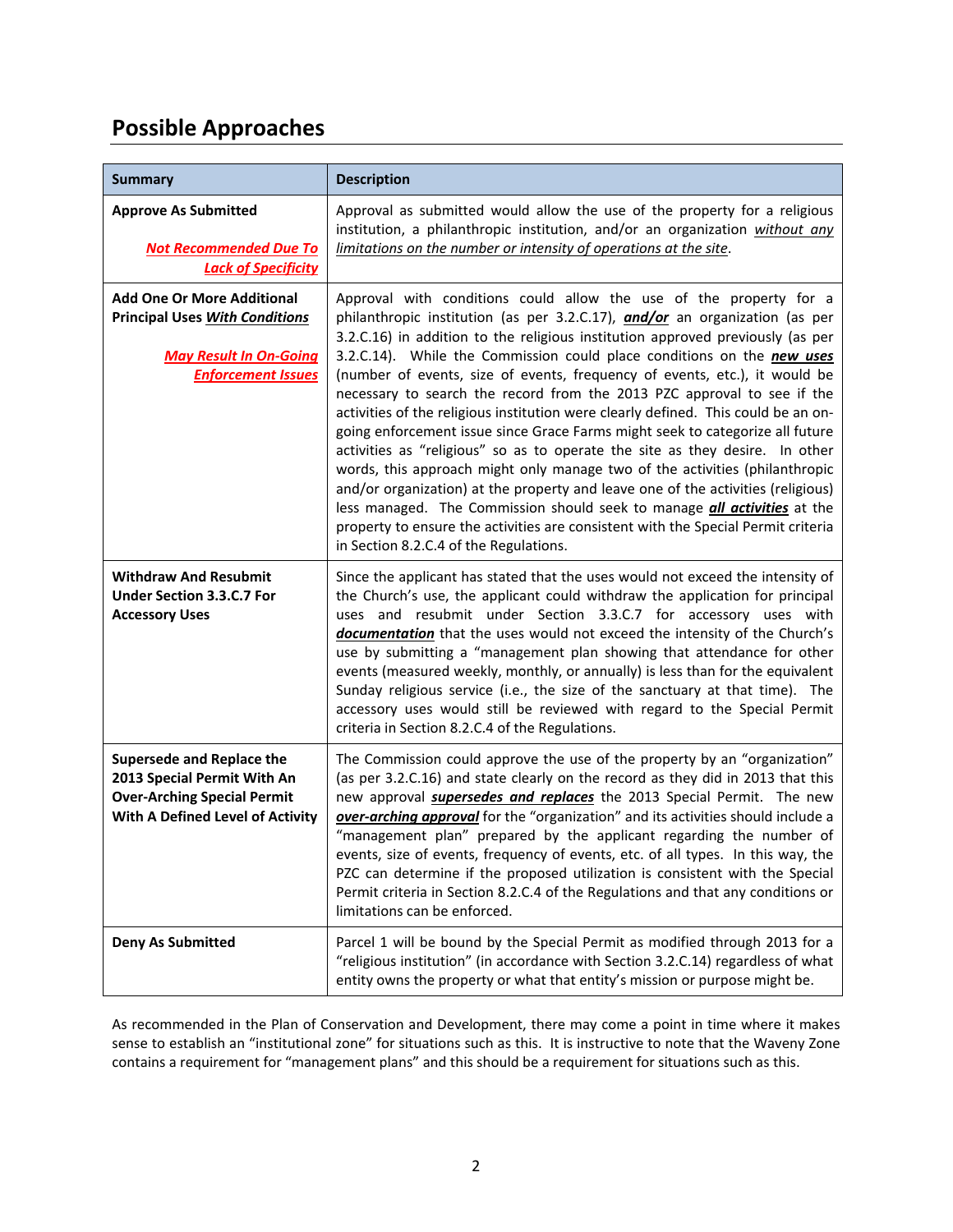## Possible Approaches

| Summary | Description |
|---|---|
| **Approve As Submitted**<br><br>***Not Recommended Due To Lack of Specificity*** | Approval as submitted would allow the use of the property for a religious institution, a philanthropic institution, and/or an organization *without any limitations on the number or intensity of operations at the site*. |
| **Add One Or More Additional Principal Uses *With Conditions***<br><br>***May Result In On-Going Enforcement Issues*** | Approval with conditions could allow the use of the property for a philanthropic institution (as per 3.2.C.17), ***and/or*** an organization (as per 3.2.C.16) in addition to the religious institution approved previously (as per 3.2.C.14). While the Commission could place conditions on the ***new uses*** (number of events, size of events, frequency of events, etc.), it would be necessary to search the record from the 2013 PZC approval to see if the activities of the religious institution were clearly defined. This could be an on-going enforcement issue since Grace Farms might seek to categorize all future activities as "religious" so as to operate the site as they desire. In other words, this approach might only manage two of the activities (philanthropic and/or organization) at the property and leave one of the activities (religious) less managed. The Commission should seek to manage ***all activities*** at the property to ensure the activities are consistent with the Special Permit criteria in Section 8.2.C.4 of the Regulations. |
| **Withdraw And Resubmit Under Section 3.3.C.7 For Accessory Uses** | Since the applicant has stated that the uses would not exceed the intensity of the Church's use, the applicant could withdraw the application for principal uses and resubmit under Section 3.3.C.7 for accessory uses with ***documentation*** that the uses would not exceed the intensity of the Church's use by submitting a "management plan showing that attendance for other events (measured weekly, monthly, or annually) is less than for the equivalent Sunday religious service (i.e., the size of the sanctuary at that time). The accessory uses would still be reviewed with regard to the Special Permit criteria in Section 8.2.C.4 of the Regulations. |
| **Supersede and Replace the 2013 Special Permit With An Over-Arching Special Permit With A Defined Level of Activity** | The Commission could approve the use of the property by an "organization" (as per 3.2.C.16) and state clearly on the record as they did in 2013 that this new approval ***supersedes and replaces*** the 2013 Special Permit. The new ***over-arching approval*** for the "organization" and its activities should include a "management plan" prepared by the applicant regarding the number of events, size of events, frequency of events, etc. of all types. In this way, the PZC can determine if the proposed utilization is consistent with the Special Permit criteria in Section 8.2.C.4 of the Regulations and that any conditions or limitations can be enforced. |
| **Deny As Submitted** | Parcel 1 will be bound by the Special Permit as modified through 2013 for a "religious institution" (in accordance with Section 3.2.C.14) regardless of what entity owns the property or what that entity's mission or purpose might be. |

As recommended in the Plan of Conservation and Development, there may come a point in time where it makes sense to establish an "institutional zone" for situations such as this. It is instructive to note that the Waveny Zone contains a requirement for "management plans" and this should be a requirement for situations such as this.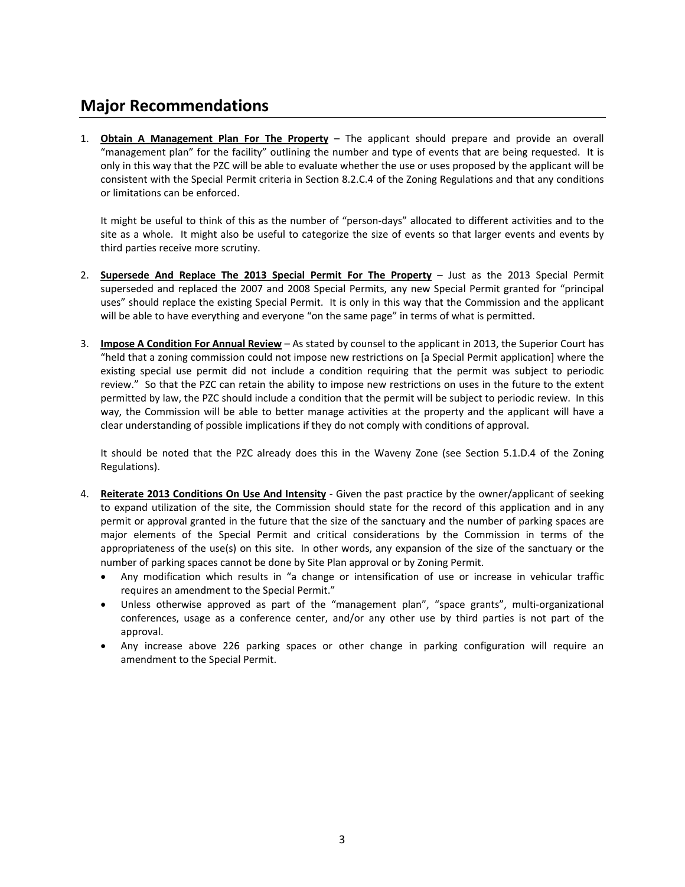## Major Recommendations

1. **Obtain A Management Plan For The Property** – The applicant should prepare and provide an overall "management plan" for the facility" outlining the number and type of events that are being requested. It is only in this way that the PZC will be able to evaluate whether the use or uses proposed by the applicant will be consistent with the Special Permit criteria in Section 8.2.C.4 of the Zoning Regulations and that any conditions or limitations can be enforced.

   It might be useful to think of this as the number of "person-days" allocated to different activities and to the site as a whole. It might also be useful to categorize the size of events so that larger events and events by third parties receive more scrutiny.

2. **Supersede And Replace The 2013 Special Permit For The Property** – Just as the 2013 Special Permit superseded and replaced the 2007 and 2008 Special Permits, any new Special Permit granted for "principal uses" should replace the existing Special Permit. It is only in this way that the Commission and the applicant will be able to have everything and everyone "on the same page" in terms of what is permitted.

3. **Impose A Condition For Annual Review** – As stated by counsel to the applicant in 2013, the Superior Court has "held that a zoning commission could not impose new restrictions on [a Special Permit application] where the existing special use permit did not include a condition requiring that the permit was subject to periodic review." So that the PZC can retain the ability to impose new restrictions on uses in the future to the extent permitted by law, the PZC should include a condition that the permit will be subject to periodic review. In this way, the Commission will be able to better manage activities at the property and the applicant will have a clear understanding of possible implications if they do not comply with conditions of approval.

   It should be noted that the PZC already does this in the Waveny Zone (see Section 5.1.D.4 of the Zoning Regulations).

4. **Reiterate 2013 Conditions On Use And Intensity** - Given the past practice by the owner/applicant of seeking to expand utilization of the site, the Commission should state for the record of this application and in any permit or approval granted in the future that the size of the sanctuary and the number of parking spaces are major elements of the Special Permit and critical considerations by the Commission in terms of the appropriateness of the use(s) on this site. In other words, any expansion of the size of the sanctuary or the number of parking spaces cannot be done by Site Plan approval or by Zoning Permit.
   - Any modification which results in "a change or intensification of use or increase in vehicular traffic requires an amendment to the Special Permit."
   - Unless otherwise approved as part of the "management plan", "space grants", multi-organizational conferences, usage as a conference center, and/or any other use by third parties is not part of the approval.
   - Any increase above 226 parking spaces or other change in parking configuration will require an amendment to the Special Permit.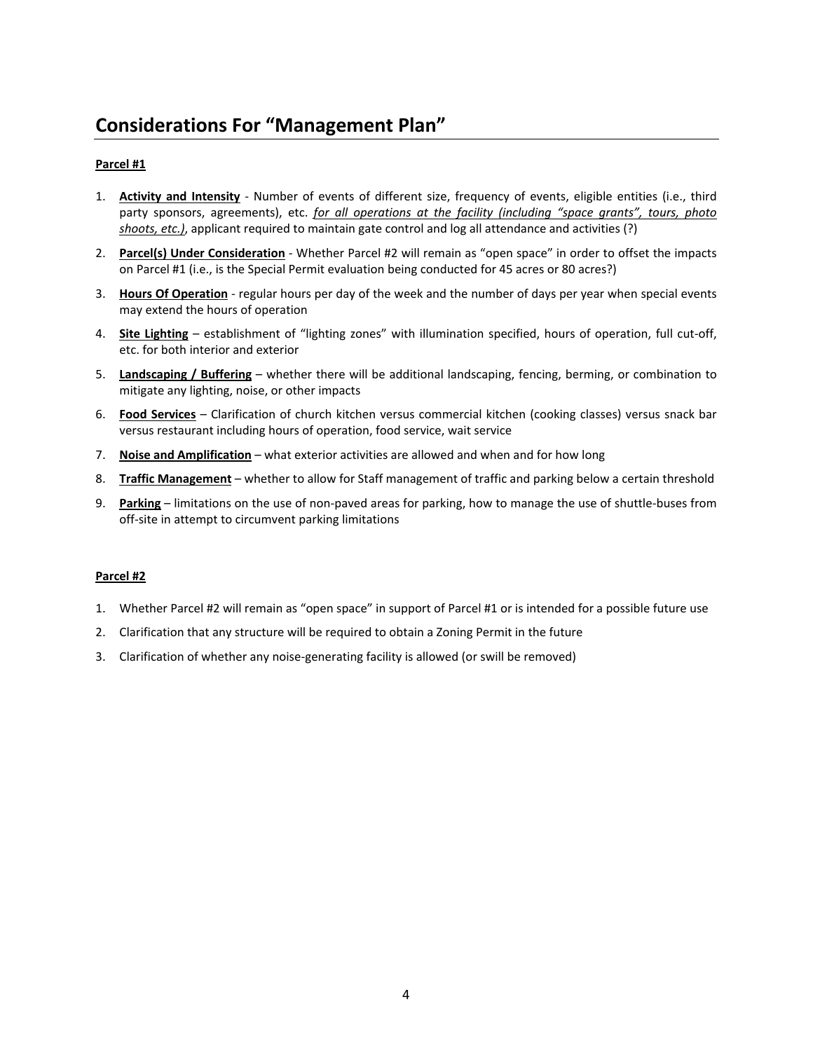## Considerations For "Management Plan"

**Parcel #1**

1. **Activity and Intensity** - Number of events of different size, frequency of events, eligible entities (i.e., third party sponsors, agreements), etc. *for all operations at the facility (including "space grants", tours, photo shoots, etc.)*, applicant required to maintain gate control and log all attendance and activities (?)
2. **Parcel(s) Under Consideration** - Whether Parcel #2 will remain as "open space" in order to offset the impacts on Parcel #1 (i.e., is the Special Permit evaluation being conducted for 45 acres or 80 acres?)
3. **Hours Of Operation** - regular hours per day of the week and the number of days per year when special events may extend the hours of operation
4. **Site Lighting** – establishment of "lighting zones" with illumination specified, hours of operation, full cut-off, etc. for both interior and exterior
5. **Landscaping / Buffering** – whether there will be additional landscaping, fencing, berming, or combination to mitigate any lighting, noise, or other impacts
6. **Food Services** – Clarification of church kitchen versus commercial kitchen (cooking classes) versus snack bar versus restaurant including hours of operation, food service, wait service
7. **Noise and Amplification** – what exterior activities are allowed and when and for how long
8. **Traffic Management** – whether to allow for Staff management of traffic and parking below a certain threshold
9. **Parking** – limitations on the use of non-paved areas for parking, how to manage the use of shuttle-buses from off-site in attempt to circumvent parking limitations

**Parcel #2**

1. Whether Parcel #2 will remain as "open space" in support of Parcel #1 or is intended for a possible future use
2. Clarification that any structure will be required to obtain a Zoning Permit in the future
3. Clarification of whether any noise-generating facility is allowed (or swill be removed)